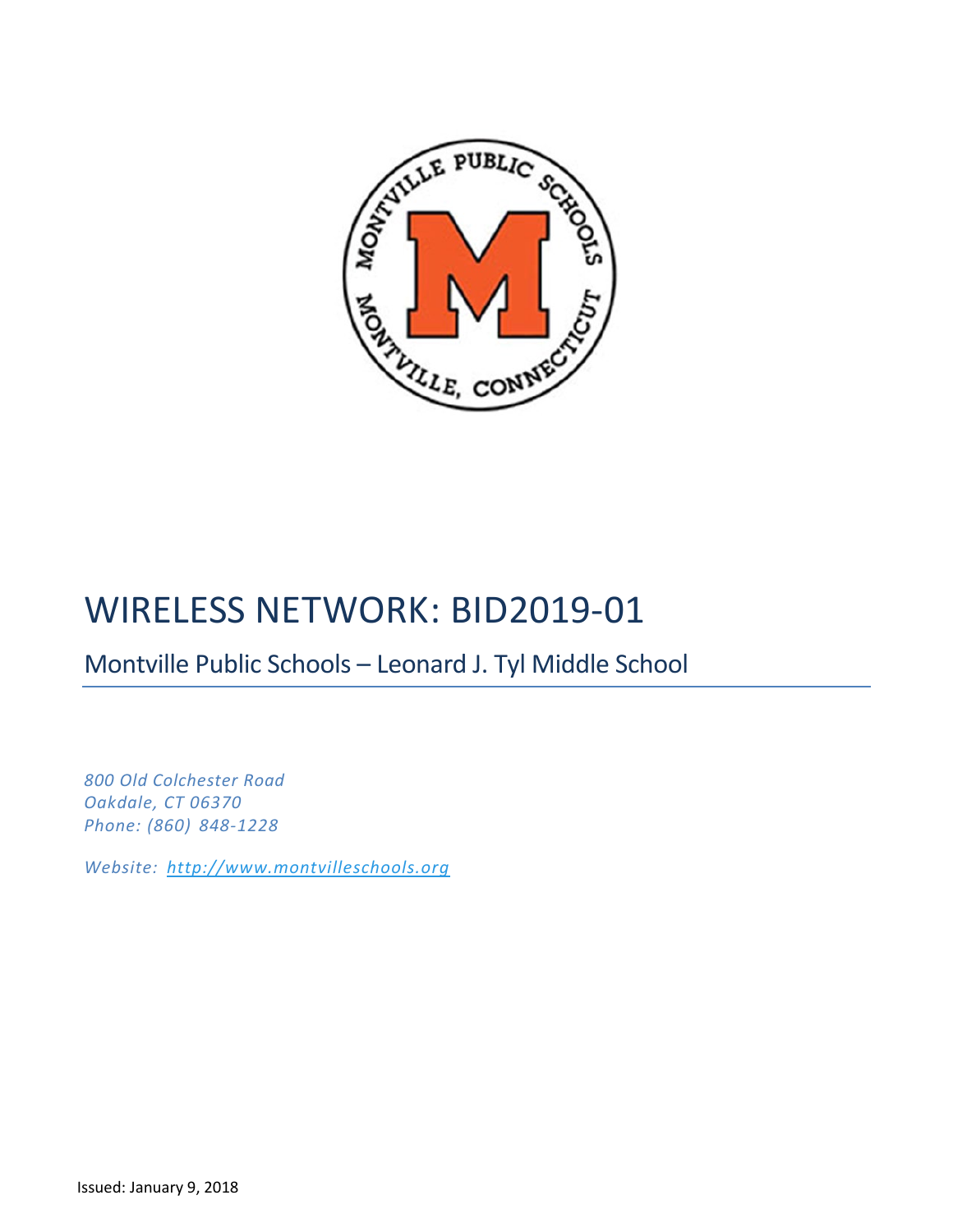# WIRELESS NETWORK: BID2019-01

## Montville Public Schools – Leonard J. Tyl Middle School

*800 Old Colchester Road*
*Oakdale, CT 06370*
*Phone: (860) 848-1228*

*Website: [http://www.montvilleschools.org](http://www.montvilleschools.org)*

Issued: January 9, 2018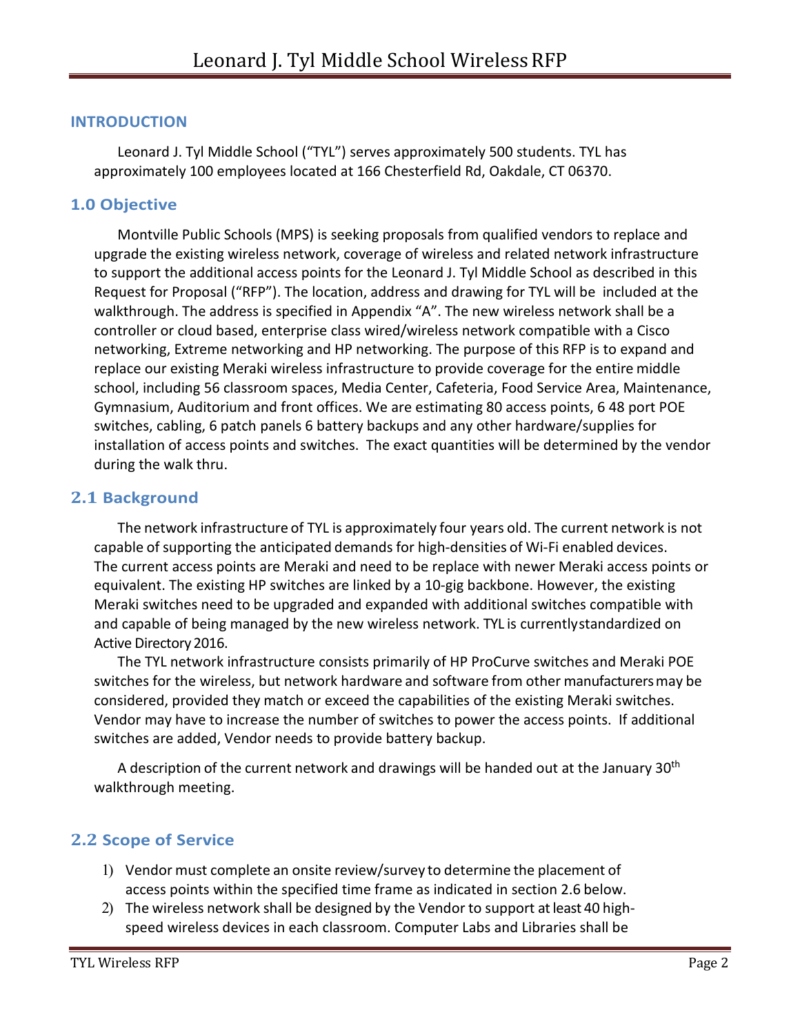## INTRODUCTION

Leonard J. Tyl Middle School ("TYL") serves approximately 500 students. TYL has approximately 100 employees located at 166 Chesterfield Rd, Oakdale, CT 06370.

## 1.0 Objective

Montville Public Schools (MPS) is seeking proposals from qualified vendors to replace and upgrade the existing wireless network, coverage of wireless and related network infrastructure to support the additional access points for the Leonard J. Tyl Middle School as described in this Request for Proposal ("RFP"). The location, address and drawing for TYL will be included at the walkthrough. The address is specified in Appendix "A". The new wireless network shall be a controller or cloud based, enterprise class wired/wireless network compatible with a Cisco networking, Extreme networking and HP networking. The purpose of this RFP is to expand and replace our existing Meraki wireless infrastructure to provide coverage for the entire middle school, including 56 classroom spaces, Media Center, Cafeteria, Food Service Area, Maintenance, Gymnasium, Auditorium and front offices. We are estimating 80 access points, 6 48 port POE switches, cabling, 6 patch panels 6 battery backups and any other hardware/supplies for installation of access points and switches. The exact quantities will be determined by the vendor during the walk thru.

## 2.1 Background

The network infrastructure of TYL is approximately four years old. The current network is not capable of supporting the anticipated demands for high-densities of Wi-Fi enabled devices. The current access points are Meraki and need to be replace with newer Meraki access points or equivalent. The existing HP switches are linked by a 10-gig backbone. However, the existing Meraki switches need to be upgraded and expanded with additional switches compatible with and capable of being managed by the new wireless network. TYL is currently standardized on Active Directory 2016.

The TYL network infrastructure consists primarily of HP ProCurve switches and Meraki POE switches for the wireless, but network hardware and software from other manufacturers may be considered, provided they match or exceed the capabilities of the existing Meraki switches. Vendor may have to increase the number of switches to power the access points. If additional switches are added, Vendor needs to provide battery backup.

A description of the current network and drawings will be handed out at the January 30th walkthrough meeting.

## 2.2 Scope of Service

1) Vendor must complete an onsite review/survey to determine the placement of access points within the specified time frame as indicated in section 2.6 below.
2) The wireless network shall be designed by the Vendor to support at least 40 high-speed wireless devices in each classroom. Computer Labs and Libraries shall be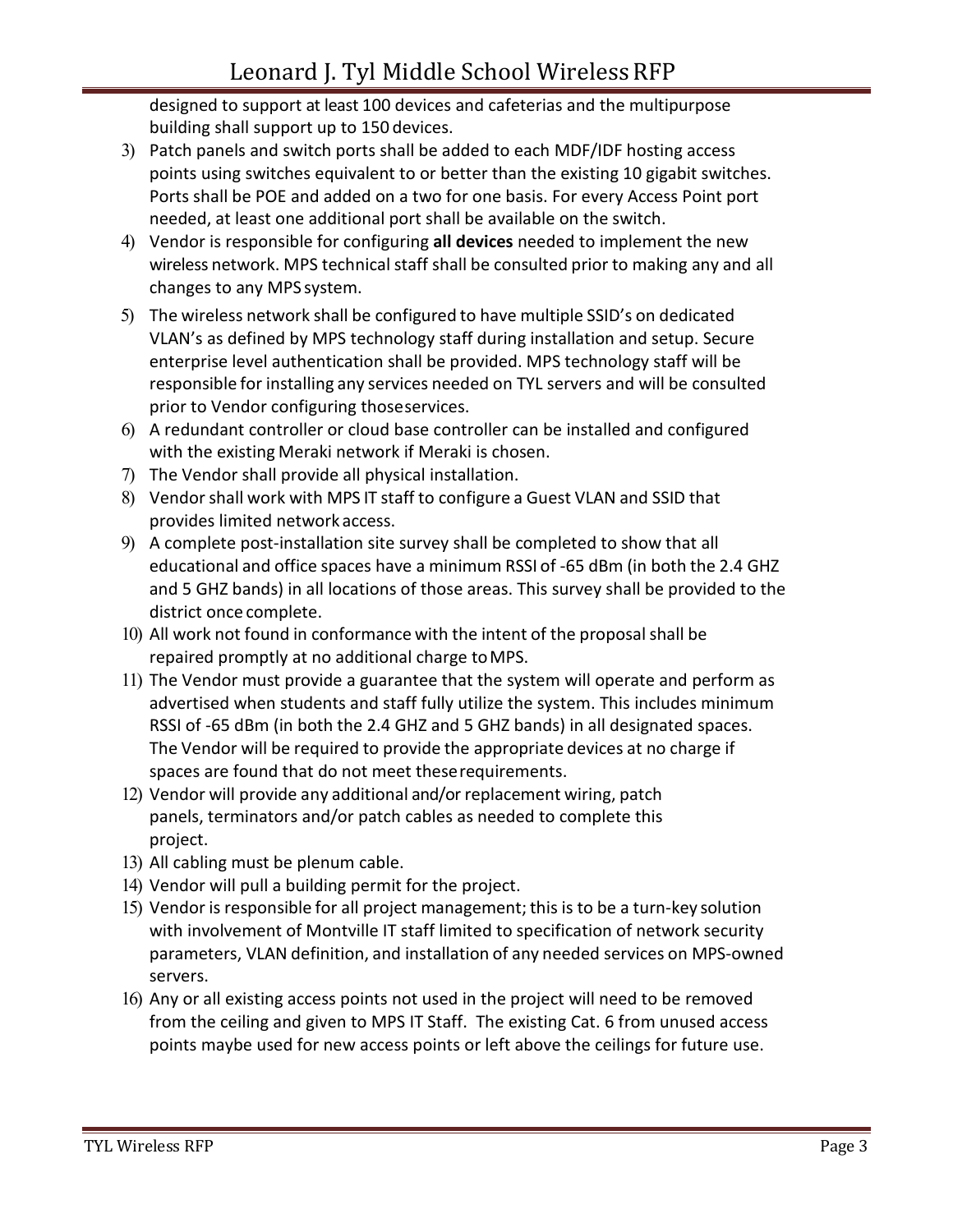designed to support at least 100 devices and cafeterias and the multipurpose building shall support up to 150 devices.

3) Patch panels and switch ports shall be added to each MDF/IDF hosting access points using switches equivalent to or better than the existing 10 gigabit switches. Ports shall be POE and added on a two for one basis. For every Access Point port needed, at least one additional port shall be available on the switch.
4) Vendor is responsible for configuring **all devices** needed to implement the new wireless network. MPS technical staff shall be consulted prior to making any and all changes to any MPS system.
5) The wireless network shall be configured to have multiple SSID's on dedicated VLAN's as defined by MPS technology staff during installation and setup. Secure enterprise level authentication shall be provided. MPS technology staff will be responsible for installing any services needed on TYL servers and will be consulted prior to Vendor configuring those services.
6) A redundant controller or cloud base controller can be installed and configured with the existing Meraki network if Meraki is chosen.
7) The Vendor shall provide all physical installation.
8) Vendor shall work with MPS IT staff to configure a Guest VLAN and SSID that provides limited network access.
9) A complete post-installation site survey shall be completed to show that all educational and office spaces have a minimum RSSI of -65 dBm (in both the 2.4 GHZ and 5 GHZ bands) in all locations of those areas. This survey shall be provided to the district once complete.
10) All work not found in conformance with the intent of the proposal shall be repaired promptly at no additional charge to MPS.
11) The Vendor must provide a guarantee that the system will operate and perform as advertised when students and staff fully utilize the system. This includes minimum RSSI of -65 dBm (in both the 2.4 GHZ and 5 GHZ bands) in all designated spaces. The Vendor will be required to provide the appropriate devices at no charge if spaces are found that do not meet these requirements.
12) Vendor will provide any additional and/or replacement wiring, patch panels, terminators and/or patch cables as needed to complete this project.
13) All cabling must be plenum cable.
14) Vendor will pull a building permit for the project.
15) Vendor is responsible for all project management; this is to be a turn-key solution with involvement of Montville IT staff limited to specification of network security parameters, VLAN definition, and installation of any needed services on MPS-owned servers.
16) Any or all existing access points not used in the project will need to be removed from the ceiling and given to MPS IT Staff. The existing Cat. 6 from unused access points maybe used for new access points or left above the ceilings for future use.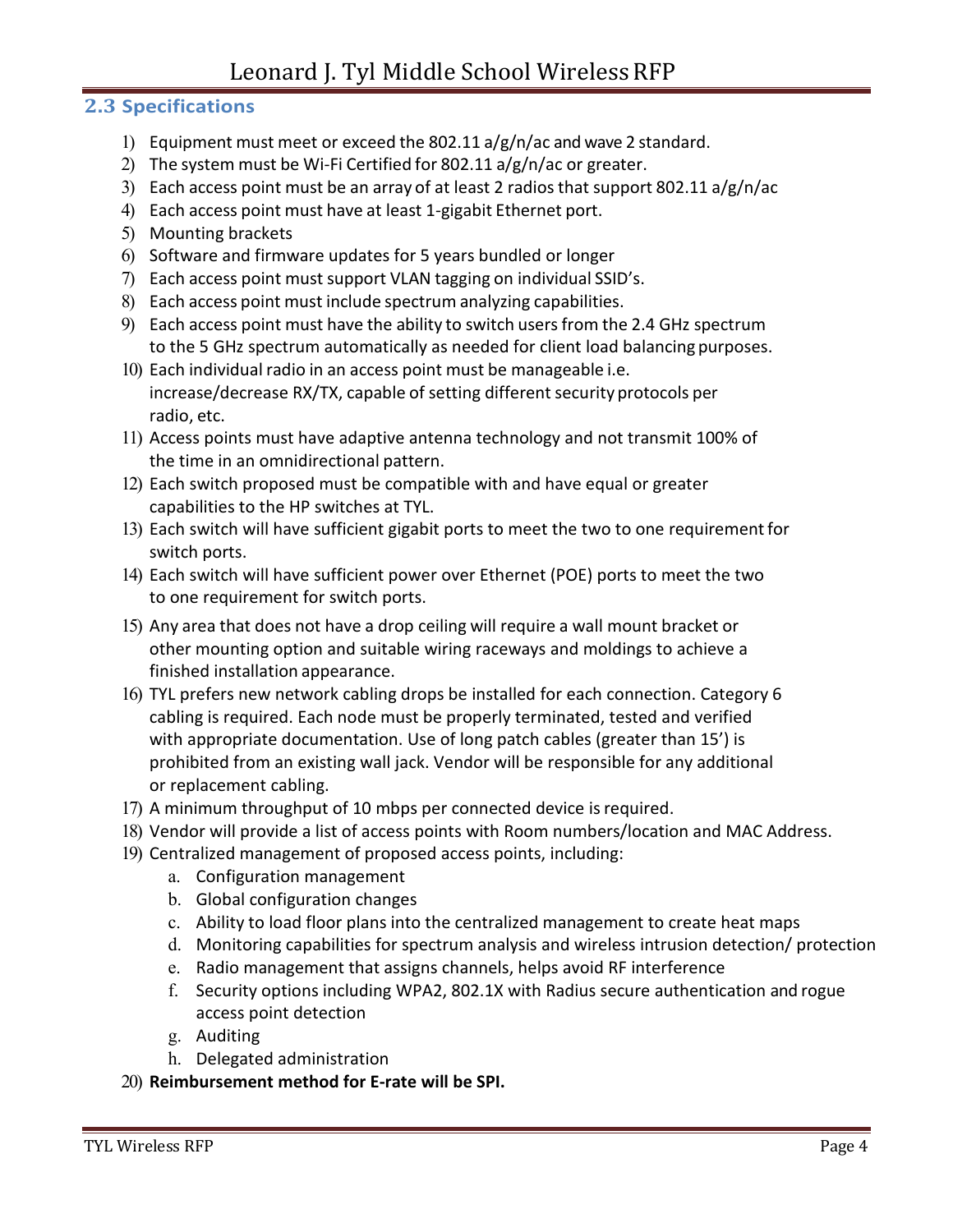## 2.3 Specifications

1) Equipment must meet or exceed the 802.11 a/g/n/ac and wave 2 standard.
2) The system must be Wi-Fi Certified for 802.11 a/g/n/ac or greater.
3) Each access point must be an array of at least 2 radios that support 802.11 a/g/n/ac
4) Each access point must have at least 1-gigabit Ethernet port.
5) Mounting brackets
6) Software and firmware updates for 5 years bundled or longer
7) Each access point must support VLAN tagging on individual SSID's.
8) Each access point must include spectrum analyzing capabilities.
9) Each access point must have the ability to switch users from the 2.4 GHz spectrum to the 5 GHz spectrum automatically as needed for client load balancing purposes.
10) Each individual radio in an access point must be manageable i.e. increase/decrease RX/TX, capable of setting different security protocols per radio, etc.
11) Access points must have adaptive antenna technology and not transmit 100% of the time in an omnidirectional pattern.
12) Each switch proposed must be compatible with and have equal or greater capabilities to the HP switches at TYL.
13) Each switch will have sufficient gigabit ports to meet the two to one requirement for switch ports.
14) Each switch will have sufficient power over Ethernet (POE) ports to meet the two to one requirement for switch ports.
15) Any area that does not have a drop ceiling will require a wall mount bracket or other mounting option and suitable wiring raceways and moldings to achieve a finished installation appearance.
16) TYL prefers new network cabling drops be installed for each connection. Category 6 cabling is required. Each node must be properly terminated, tested and verified with appropriate documentation. Use of long patch cables (greater than 15') is prohibited from an existing wall jack. Vendor will be responsible for any additional or replacement cabling.
17) A minimum throughput of 10 mbps per connected device is required.
18) Vendor will provide a list of access points with Room numbers/location and MAC Address.
19) Centralized management of proposed access points, including:
    a. Configuration management
    b. Global configuration changes
    c. Ability to load floor plans into the centralized management to create heat maps
    d. Monitoring capabilities for spectrum analysis and wireless intrusion detection/ protection
    e. Radio management that assigns channels, helps avoid RF interference
    f. Security options including WPA2, 802.1X with Radius secure authentication and rogue access point detection
    g. Auditing
    h. Delegated administration
20) **Reimbursement method for E-rate will be SPI.**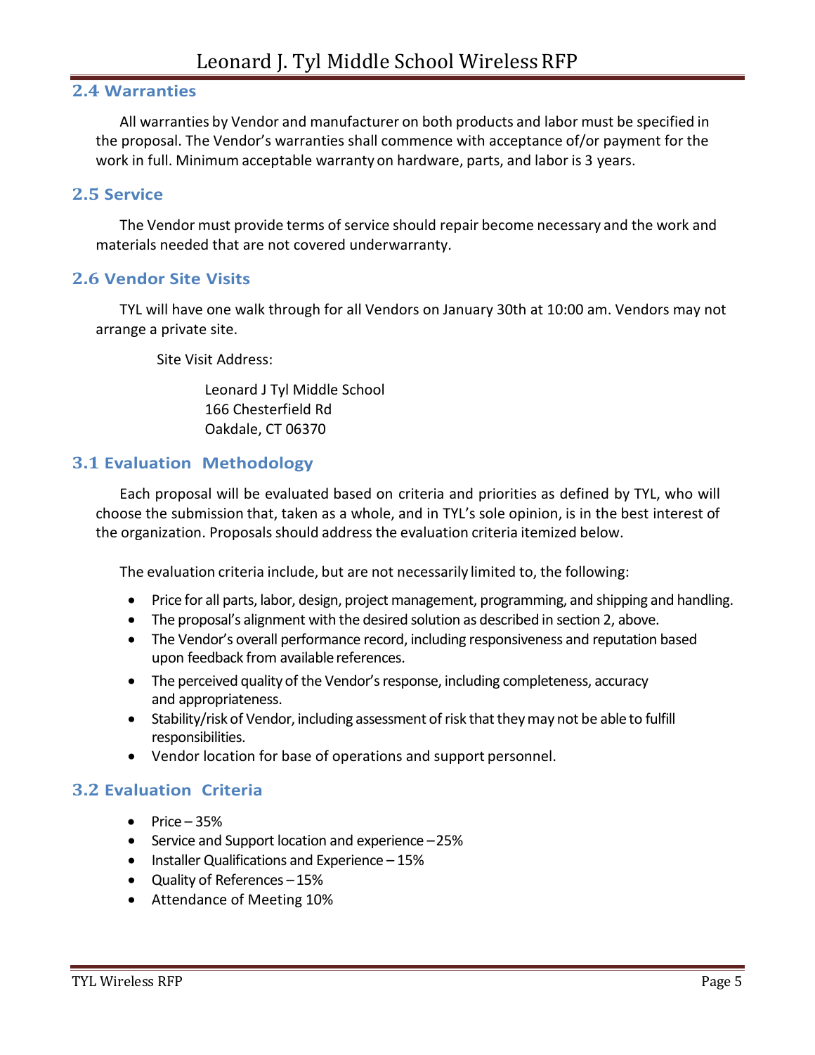## 2.4 Warranties

All warranties by Vendor and manufacturer on both products and labor must be specified in the proposal. The Vendor's warranties shall commence with acceptance of/or payment for the work in full. Minimum acceptable warranty on hardware, parts, and labor is 3 years.

## 2.5 Service

The Vendor must provide terms of service should repair become necessary and the work and materials needed that are not covered underwarranty.

## 2.6 Vendor Site Visits

TYL will have one walk through for all Vendors on January 30th at 10:00 am. Vendors may not arrange a private site.

Site Visit Address:

Leonard J Tyl Middle School
166 Chesterfield Rd
Oakdale, CT 06370

## 3.1 Evaluation Methodology

Each proposal will be evaluated based on criteria and priorities as defined by TYL, who will choose the submission that, taken as a whole, and in TYL's sole opinion, is in the best interest of the organization. Proposals should address the evaluation criteria itemized below.

The evaluation criteria include, but are not necessarily limited to, the following:

- Price for all parts, labor, design, project management, programming, and shipping and handling.
- The proposal's alignment with the desired solution as described in section 2, above.
- The Vendor's overall performance record, including responsiveness and reputation based upon feedback from available references.
- The perceived quality of the Vendor's response, including completeness, accuracy and appropriateness.
- Stability/risk of Vendor, including assessment of risk that they may not be able to fulfill responsibilities.
- Vendor location for base of operations and support personnel.

## 3.2 Evaluation Criteria

- Price – 35%
- Service and Support location and experience – 25%
- Installer Qualifications and Experience – 15%
- Quality of References – 15%
- Attendance of Meeting 10%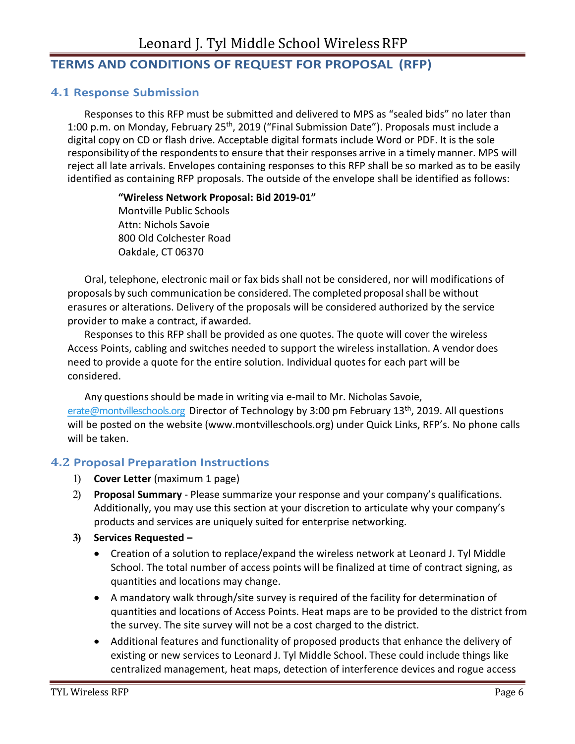## TERMS AND CONDITIONS OF REQUEST FOR PROPOSAL (RFP)

### 4.1 Response Submission

Responses to this RFP must be submitted and delivered to MPS as "sealed bids" no later than 1:00 p.m. on Monday, February 25th, 2019 ("Final Submission Date"). Proposals must include a digital copy on CD or flash drive. Acceptable digital formats include Word or PDF. It is the sole responsibility of the respondents to ensure that their responses arrive in a timely manner. MPS will reject all late arrivals. Envelopes containing responses to this RFP shall be so marked as to be easily identified as containing RFP proposals. The outside of the envelope shall be identified as follows:

> **"Wireless Network Proposal: Bid 2019-01"**
> Montville Public Schools
> Attn: Nichols Savoie
> 800 Old Colchester Road
> Oakdale, CT 06370

Oral, telephone, electronic mail or fax bids shall not be considered, nor will modifications of proposals by such communication be considered. The completed proposal shall be without erasures or alterations. Delivery of the proposals will be considered authorized by the service provider to make a contract, if awarded.

Responses to this RFP shall be provided as one quotes. The quote will cover the wireless Access Points, cabling and switches needed to support the wireless installation. A vendor does need to provide a quote for the entire solution. Individual quotes for each part will be considered.

Any questions should be made in writing via e-mail to Mr. Nicholas Savoie, erate@montvilleschools.org Director of Technology by 3:00 pm February 13th, 2019. All questions will be posted on the website (www.montvilleschools.org) under Quick Links, RFP's. No phone calls will be taken.

### 4.2 Proposal Preparation Instructions

1) **Cover Letter** (maximum 1 page)
2) **Proposal Summary** - Please summarize your response and your company's qualifications. Additionally, you may use this section at your discretion to articulate why your company's products and services are uniquely suited for enterprise networking.
3) **Services Requested –**
    - Creation of a solution to replace/expand the wireless network at Leonard J. Tyl Middle School. The total number of access points will be finalized at time of contract signing, as quantities and locations may change.
    - A mandatory walk through/site survey is required of the facility for determination of quantities and locations of Access Points. Heat maps are to be provided to the district from the survey. The site survey will not be a cost charged to the district.
    - Additional features and functionality of proposed products that enhance the delivery of existing or new services to Leonard J. Tyl Middle School. These could include things like centralized management, heat maps, detection of interference devices and rogue access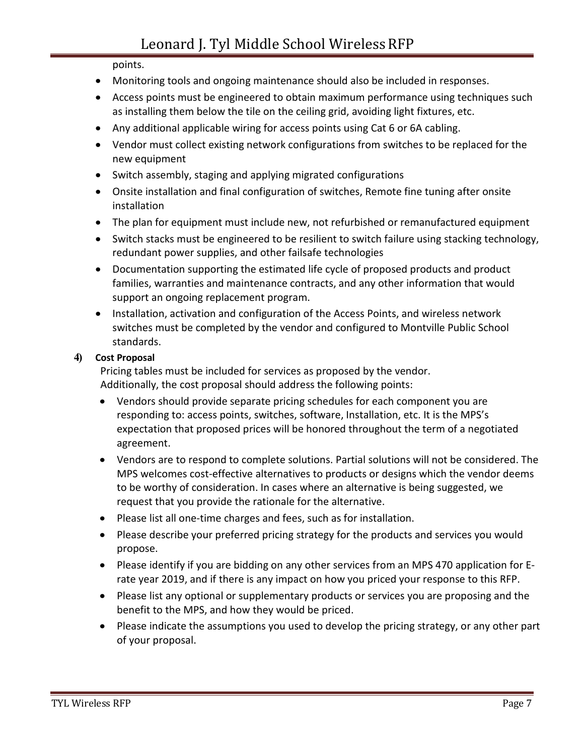points.

- Monitoring tools and ongoing maintenance should also be included in responses.
- Access points must be engineered to obtain maximum performance using techniques such as installing them below the tile on the ceiling grid, avoiding light fixtures, etc.
- Any additional applicable wiring for access points using Cat 6 or 6A cabling.
- Vendor must collect existing network configurations from switches to be replaced for the new equipment
- Switch assembly, staging and applying migrated configurations
- Onsite installation and final configuration of switches, Remote fine tuning after onsite installation
- The plan for equipment must include new, not refurbished or remanufactured equipment
- Switch stacks must be engineered to be resilient to switch failure using stacking technology, redundant power supplies, and other failsafe technologies
- Documentation supporting the estimated life cycle of proposed products and product families, warranties and maintenance contracts, and any other information that would support an ongoing replacement program.
- Installation, activation and configuration of the Access Points, and wireless network switches must be completed by the vendor and configured to Montville Public School standards.

**4) Cost Proposal**

Pricing tables must be included for services as proposed by the vendor.
Additionally, the cost proposal should address the following points:

- Vendors should provide separate pricing schedules for each component you are responding to: access points, switches, software, Installation, etc. It is the MPS's expectation that proposed prices will be honored throughout the term of a negotiated agreement.
- Vendors are to respond to complete solutions. Partial solutions will not be considered. The MPS welcomes cost-effective alternatives to products or designs which the vendor deems to be worthy of consideration. In cases where an alternative is being suggested, we request that you provide the rationale for the alternative.
- Please list all one-time charges and fees, such as for installation.
- Please describe your preferred pricing strategy for the products and services you would propose.
- Please identify if you are bidding on any other services from an MPS 470 application for E-rate year 2019, and if there is any impact on how you priced your response to this RFP.
- Please list any optional or supplementary products or services you are proposing and the benefit to the MPS, and how they would be priced.
- Please indicate the assumptions you used to develop the pricing strategy, or any other part of your proposal.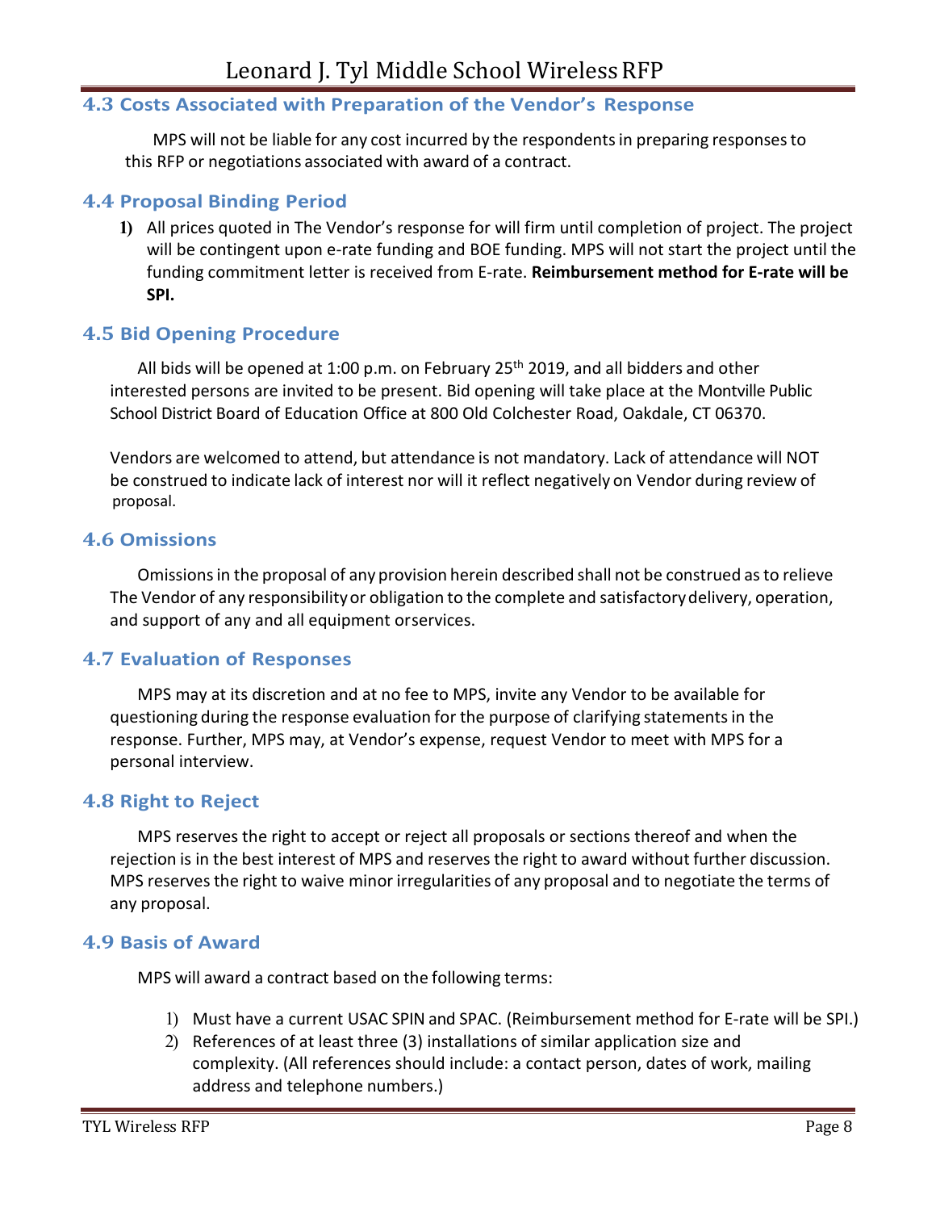### 4.3 Costs Associated with Preparation of the Vendor's Response

MPS will not be liable for any cost incurred by the respondents in preparing responses to this RFP or negotiations associated with award of a contract.

### 4.4 Proposal Binding Period

1) All prices quoted in The Vendor's response for will firm until completion of project. The project will be contingent upon e-rate funding and BOE funding. MPS will not start the project until the funding commitment letter is received from E-rate. **Reimbursement method for E-rate will be SPI.**

### 4.5 Bid Opening Procedure

All bids will be opened at 1:00 p.m. on February 25th 2019, and all bidders and other interested persons are invited to be present. Bid opening will take place at the Montville Public School District Board of Education Office at 800 Old Colchester Road, Oakdale, CT 06370.

Vendors are welcomed to attend, but attendance is not mandatory. Lack of attendance will NOT be construed to indicate lack of interest nor will it reflect negatively on Vendor during review of proposal.

### 4.6 Omissions

Omissions in the proposal of any provision herein described shall not be construed as to relieve The Vendor of any responsibility or obligation to the complete and satisfactory delivery, operation, and support of any and all equipment orservices.

### 4.7 Evaluation of Responses

MPS may at its discretion and at no fee to MPS, invite any Vendor to be available for questioning during the response evaluation for the purpose of clarifying statements in the response. Further, MPS may, at Vendor's expense, request Vendor to meet with MPS for a personal interview.

### 4.8 Right to Reject

MPS reserves the right to accept or reject all proposals or sections thereof and when the rejection is in the best interest of MPS and reserves the right to award without further discussion. MPS reserves the right to waive minor irregularities of any proposal and to negotiate the terms of any proposal.

### 4.9 Basis of Award

MPS will award a contract based on the following terms:

1) Must have a current USAC SPIN and SPAC. (Reimbursement method for E-rate will be SPI.)
2) References of at least three (3) installations of similar application size and complexity. (All references should include: a contact person, dates of work, mailing address and telephone numbers.)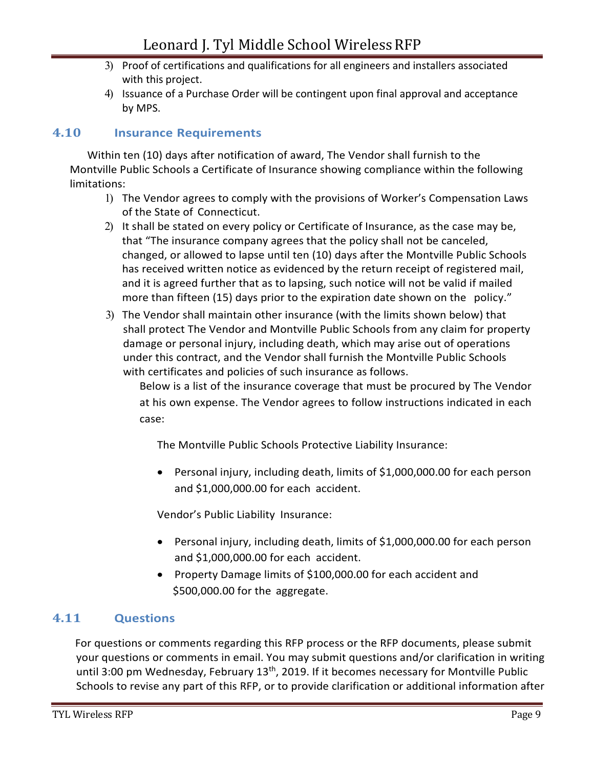3) Proof of certifications and qualifications for all engineers and installers associated with this project.
4) Issuance of a Purchase Order will be contingent upon final approval and acceptance by MPS.

## 4.10 Insurance Requirements

Within ten (10) days after notification of award, The Vendor shall furnish to the Montville Public Schools a Certificate of Insurance showing compliance within the following limitations:

1) The Vendor agrees to comply with the provisions of Worker's Compensation Laws of the State of Connecticut.
2) It shall be stated on every policy or Certificate of Insurance, as the case may be, that "The insurance company agrees that the policy shall not be canceled, changed, or allowed to lapse until ten (10) days after the Montville Public Schools has received written notice as evidenced by the return receipt of registered mail, and it is agreed further that as to lapsing, such notice will not be valid if mailed more than fifteen (15) days prior to the expiration date shown on the policy."
3) The Vendor shall maintain other insurance (with the limits shown below) that shall protect The Vendor and Montville Public Schools from any claim for property damage or personal injury, including death, which may arise out of operations under this contract, and the Vendor shall furnish the Montville Public Schools with certificates and policies of such insurance as follows.

   Below is a list of the insurance coverage that must be procured by The Vendor at his own expense. The Vendor agrees to follow instructions indicated in each case:

   The Montville Public Schools Protective Liability Insurance:

   - Personal injury, including death, limits of $1,000,000.00 for each person and $1,000,000.00 for each accident.

   Vendor's Public Liability Insurance:

   - Personal injury, including death, limits of $1,000,000.00 for each person and $1,000,000.00 for each accident.
   - Property Damage limits of $100,000.00 for each accident and $500,000.00 for the aggregate.

## 4.11 Questions

For questions or comments regarding this RFP process or the RFP documents, please submit your questions or comments in email. You may submit questions and/or clarification in writing until 3:00 pm Wednesday, February 13th, 2019. If it becomes necessary for Montville Public Schools to revise any part of this RFP, or to provide clarification or additional information after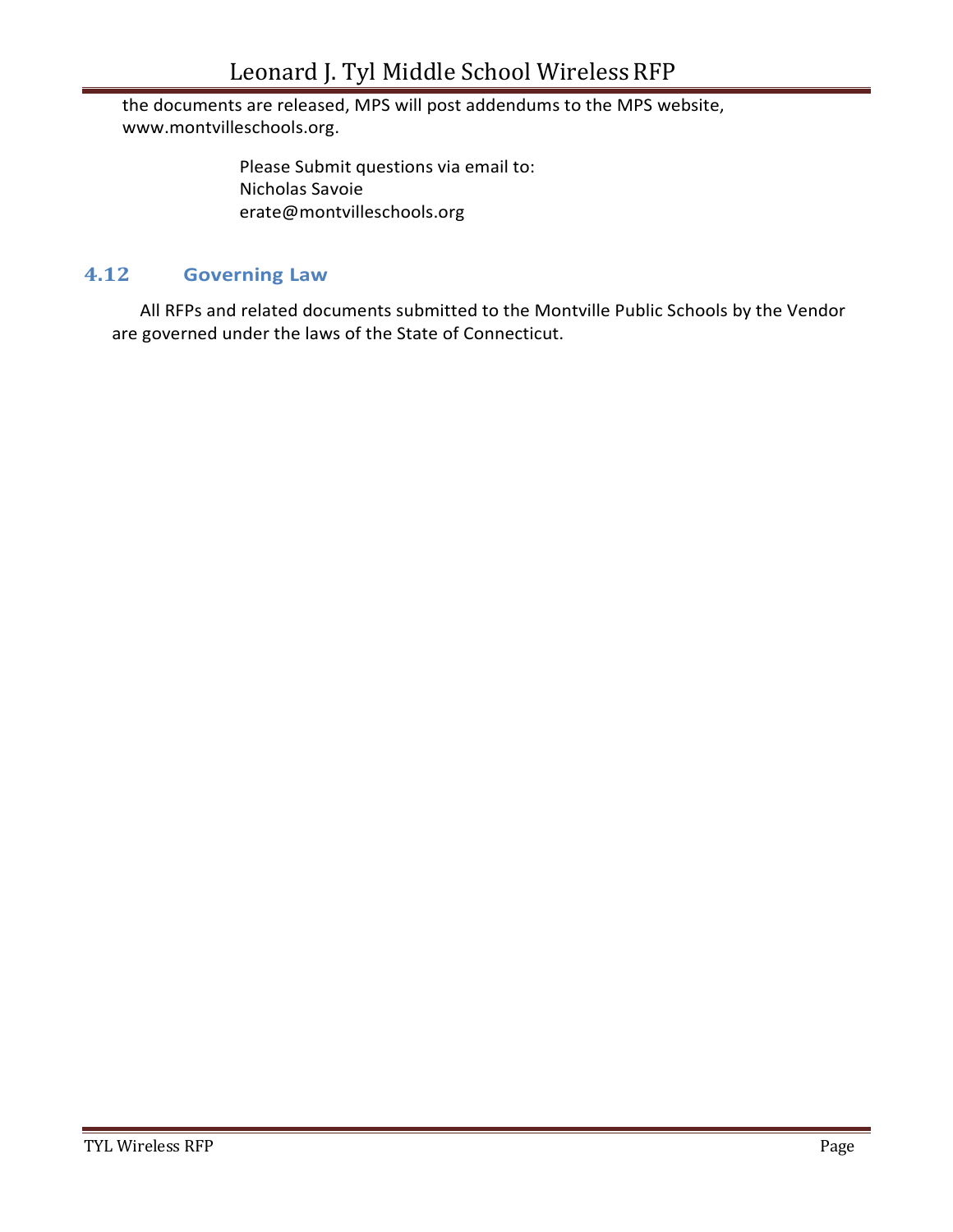the documents are released, MPS will post addendums to the MPS website, www.montvilleschools.org.

Please Submit questions via email to:
Nicholas Savoie
erate@montvilleschools.org

### 4.12 Governing Law

All RFPs and related documents submitted to the Montville Public Schools by the Vendor are governed under the laws of the State of Connecticut.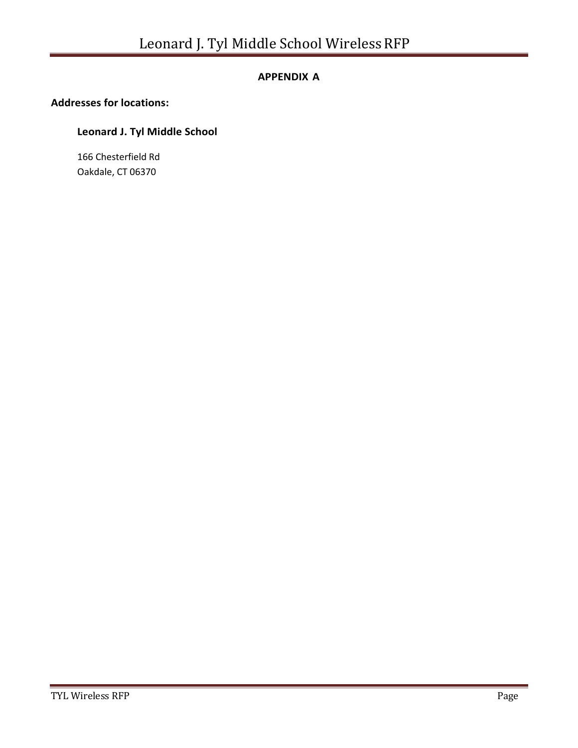## APPENDIX A

**Addresses for locations:**

**Leonard J. Tyl Middle School**

166 Chesterfield Rd
Oakdale, CT 06370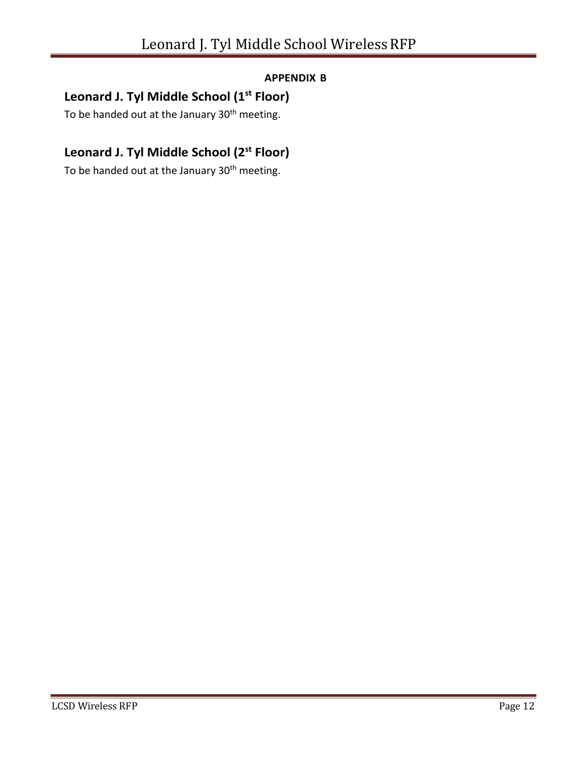**APPENDIX B**

## Leonard J. Tyl Middle School (1st Floor)

To be handed out at the January 30th meeting.

## Leonard J. Tyl Middle School (2st Floor)

To be handed out at the January 30th meeting.